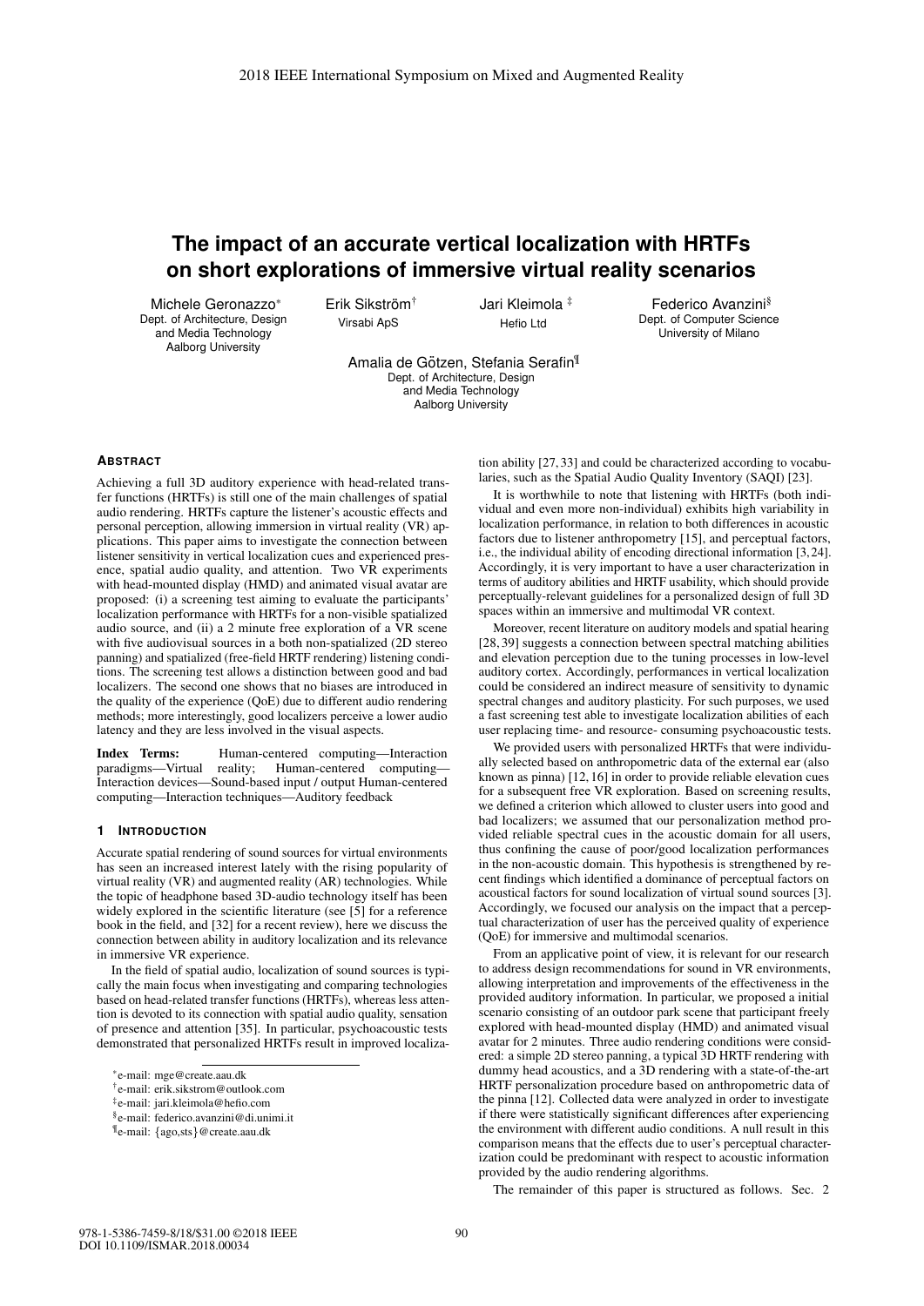# The impact of an accurate vertical localization with HRTFs on short explorations of immersive virtual reality scenarios

Michele Geronazzo* — Dept. of Architecture, Design and Media Technology, Aalborg University

Erik Sikström† — Virsabi ApS

Jari Kleimola ‡ — Hefio Ltd

Federico Avanzini§ — Dept. of Computer Science, University of Milano

Amalia de Götzen, Stefania Serafin¶ — Dept. of Architecture, Design and Media Technology, Aalborg University

## Abstract

Achieving a full 3D auditory experience with head-related transfer functions (HRTFs) is still one of the main challenges of spatial audio rendering. HRTFs capture the listener's acoustic effects and personal perception, allowing immersion in virtual reality (VR) applications. This paper aims to investigate the connection between listener sensitivity in vertical localization cues and experienced presence, spatial audio quality, and attention. Two VR experiments with head-mounted display (HMD) and animated visual avatar are proposed: (i) a screening test aiming to evaluate the participants' localization performance with HRTFs for a non-visible spatialized audio source, and (ii) a 2 minute free exploration of a VR scene with five audiovisual sources in a both non-spatialized (2D stereo panning) and spatialized (free-field HRTF rendering) listening conditions. The screening test allows a distinction between good and bad localizers. The second one shows that no biases are introduced in the quality of the experience (QoE) due to different audio rendering methods; more interestingly, good localizers perceive a lower audio latency and they are less involved in the visual aspects.

**Index Terms:** Human-centered computing—Interaction paradigms—Virtual reality; Human-centered computing—Interaction devices—Sound-based input / output Human-centered computing—Interaction techniques—Auditory feedback

## 1 Introduction

Accurate spatial rendering of sound sources for virtual environments has seen an increased interest lately with the rising popularity of virtual reality (VR) and augmented reality (AR) technologies. While the topic of headphone based 3D-audio technology itself has been widely explored in the scientific literature (see [5] for a reference book in the field, and [32] for a recent review), here we discuss the connection between ability in auditory localization and its relevance in immersive VR experience.

In the field of spatial audio, localization of sound sources is typically the main focus when investigating and comparing technologies based on head-related transfer functions (HRTFs), whereas less attention is devoted to its connection with spatial audio quality, sensation of presence and attention [35]. In particular, psychoacoustic tests demonstrated that personalized HRTFs result in improved localization ability [27, 33] and could be characterized according to vocabularies, such as the Spatial Audio Quality Inventory (SAQI) [23].

It is worthwhile to note that listening with HRTFs (both individual and even more non-individual) exhibits high variability in localization performance, in relation to both differences in acoustic factors due to listener anthropometry [15], and perceptual factors, i.e., the individual ability of encoding directional information [3, 24]. Accordingly, it is very important to have a user characterization in terms of auditory abilities and HRTF usability, which should provide perceptually-relevant guidelines for a personalized design of full 3D spaces within an immersive and multimodal VR context.

Moreover, recent literature on auditory models and spatial hearing [28, 39] suggests a connection between spectral matching abilities and elevation perception due to the tuning processes in low-level auditory cortex. Accordingly, performances in vertical localization could be considered an indirect measure of sensitivity to dynamic spectral changes and auditory plasticity. For such purposes, we used a fast screening test able to investigate localization abilities of each user replacing time- and resource- consuming psychoacoustic tests.

We provided users with personalized HRTFs that were individually selected based on anthropometric data of the external ear (also known as pinna) [12, 16] in order to provide reliable elevation cues for a subsequent free VR exploration. Based on screening results, we defined a criterion which allowed to cluster users into good and bad localizers; we assumed that our personalization method provided reliable spectral cues in the acoustic domain for all users, thus confining the cause of poor/good localization performances in the non-acoustic domain. This hypothesis is strengthened by recent findings which identified a dominance of perceptual factors on acoustical factors for sound localization of virtual sound sources [3]. Accordingly, we focused our analysis on the impact that a perceptual characterization of user has the perceived quality of experience (QoE) for immersive and multimodal scenarios.

From an applicative point of view, it is relevant for our research to address design recommendations for sound in VR environments, allowing interpretation and improvements of the effectiveness in the provided auditory information. In particular, we proposed a initial scenario consisting of an outdoor park scene that participant freely explored with head-mounted display (HMD) and animated visual avatar for 2 minutes. Three audio rendering conditions were considered: a simple 2D stereo panning, a typical 3D HRTF rendering with dummy head acoustics, and a 3D rendering with a state-of-the-art HRTF personalization procedure based on anthropometric data of the pinna [12]. Collected data were analyzed in order to investigate if there were statistically significant differences after experiencing the environment with different audio conditions. A null result in this comparison means that the effects due to user's perceptual characterization could be predominant with respect to acoustic information provided by the audio rendering algorithms.

The remainder of this paper is structured as follows. Sec. 2

---

*e-mail: mge@create.aau.dk
†e-mail: erik.sikstrom@outlook.com
‡e-mail: jari.kleimola@hefio.com
§e-mail: federico.avanzini@di.unimi.it
¶e-mail: {ago,sts}@create.aau.dk

978-1-5386-7459-8/18/$31.00 ©2018 IEEE
DOI 10.1109/ISMAR.2018.00034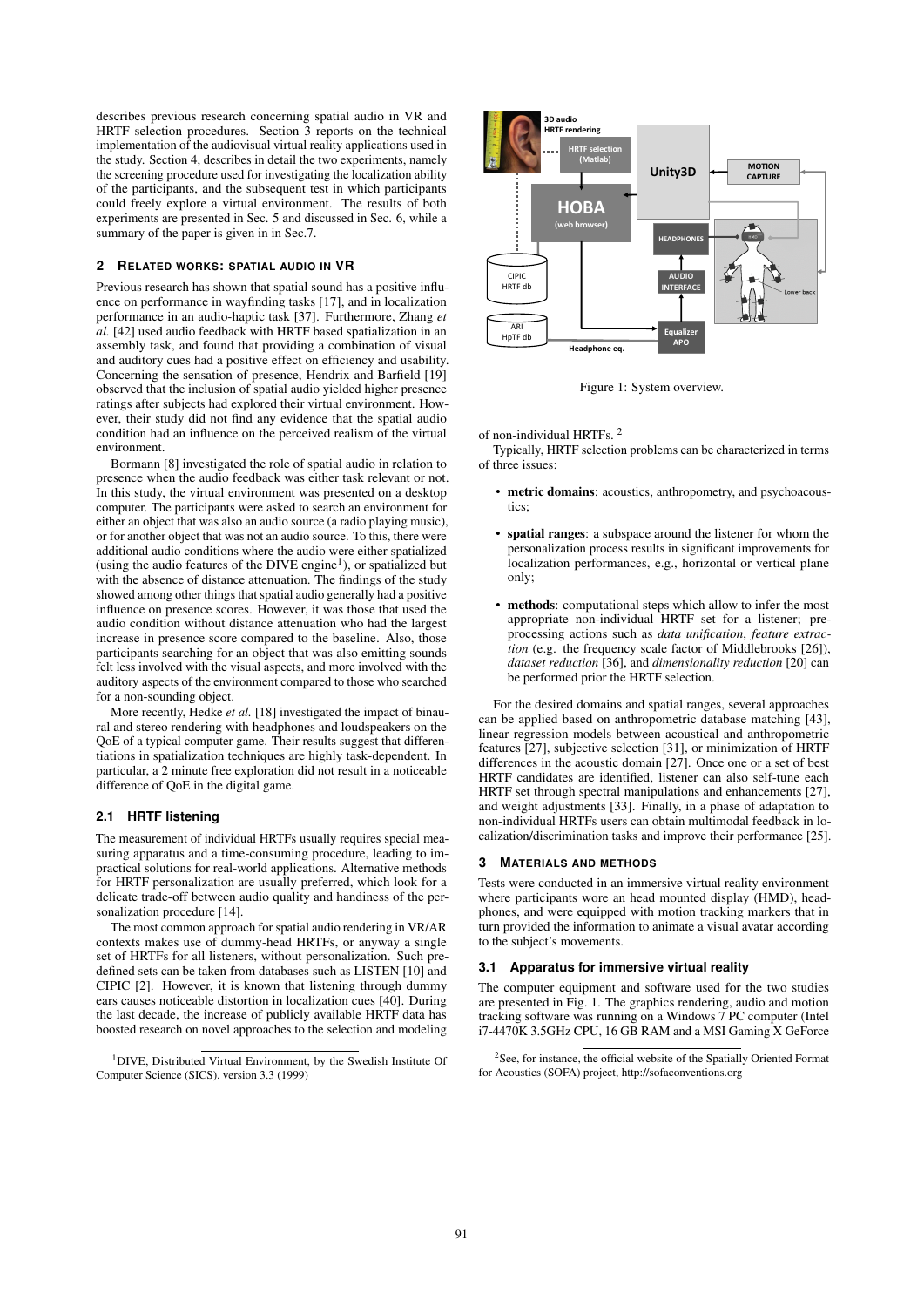describes previous research concerning spatial audio in VR and HRTF selection procedures. Section 3 reports on the technical implementation of the audiovisual virtual reality applications used in the study. Section 4, describes in detail the two experiments, namely the screening procedure used for investigating the localization ability of the participants, and the subsequent test in which participants could freely explore a virtual environment. The results of both experiments are presented in Sec. 5 and discussed in Sec. 6, while a summary of the paper is given in in Sec.7.

## 2 Related works: Spatial audio in VR

Previous research has shown that spatial sound has a positive influence on performance in wayfinding tasks [17], and in localization performance in an audio-haptic task [37]. Furthermore, Zhang *et al.* [42] used audio feedback with HRTF based spatialization in an assembly task, and found that providing a combination of visual and auditory cues had a positive effect on efficiency and usability. Concerning the sensation of presence, Hendrix and Barfield [19] observed that the inclusion of spatial audio yielded higher presence ratings after subjects had explored their virtual environment. However, their study did not find any evidence that the spatial audio condition had an influence on the perceived realism of the virtual environment.

Bormann [8] investigated the role of spatial audio in relation to presence when the audio feedback was either task relevant or not. In this study, the virtual environment was presented on a desktop computer. The participants were asked to search an environment for either an object that was also an audio source (a radio playing music), or for another object that was not an audio source. To this, there were additional audio conditions where the audio were either spatialized (using the audio features of the DIVE engine[1]), or spatialized but with the absence of distance attenuation. The findings of the study showed among other things that spatial audio generally had a positive influence on presence scores. However, it was those that used the audio condition without distance attenuation who had the largest increase in presence score compared to the baseline. Also, those participants searching for an object that was also emitting sounds felt less involved with the visual aspects, and more involved with the auditory aspects of the environment compared to those who searched for a non-sounding object.

More recently, Hedke *et al.* [18] investigated the impact of binaural and stereo rendering with headphones and loudspeakers on the QoE of a typical computer game. Their results suggest that differentiations in spatialization techniques are highly task-dependent. In particular, a 2 minute free exploration did not result in a noticeable difference of QoE in the digital game.

### 2.1 HRTF listening

The measurement of individual HRTFs usually requires special measuring apparatus and a time-consuming procedure, leading to impractical solutions for real-world applications. Alternative methods for HRTF personalization are usually preferred, which look for a delicate trade-off between audio quality and handiness of the personalization procedure [14].

The most common approach for spatial audio rendering in VR/AR contexts makes use of dummy-head HRTFs, or anyway a single set of HRTFs for all listeners, without personalization. Such predefined sets can be taken from databases such as LISTEN [10] and CIPIC [2]. However, it is known that listening through dummy ears causes noticeable distortion in localization cues [40]. During the last decade, the increase of publicly available HRTF data has boosted research on novel approaches to the selection and modeling of non-individual HRTFs. [2]

Typically, HRTF selection problems can be characterized in terms of three issues:

- **metric domains**: acoustics, anthropometry, and psychoacoustics;
- **spatial ranges**: a subspace around the listener for whom the personalization process results in significant improvements for localization performances, e.g., horizontal or vertical plane only;
- **methods**: computational steps which allow to infer the most appropriate non-individual HRTF set for a listener; preprocessing actions such as *data unification*, *feature extraction* (e.g. the frequency scale factor of Middlebrooks [26]), *dataset reduction* [36], and *dimensionality reduction* [20] can be performed prior the HRTF selection.

For the desired domains and spatial ranges, several approaches can be applied based on anthropometric database matching [43], linear regression models between acoustical and anthropometric features [27], subjective selection [31], or minimization of HRTF differences in the acoustic domain [27]. Once one or a set of best HRTF candidates are identified, listener can also self-tune each HRTF set through spectral manipulations and enhancements [27], and weight adjustments [33]. Finally, in a phase of adaptation to non-individual HRTFs users can obtain multimodal feedback in localization/discrimination tasks and improve their performance [25].

Figure 1: System overview.

## 3 Materials and methods

Tests were conducted in an immersive virtual reality environment where participants wore an head mounted display (HMD), headphones, and were equipped with motion tracking markers that in turn provided the information to animate a visual avatar according to the subject's movements.

### 3.1 Apparatus for immersive virtual reality

The computer equipment and software used for the two studies are presented in Fig. 1. The graphics rendering, audio and motion tracking software was running on a Windows 7 PC computer (Intel i7-4470K 3.5GHz CPU, 16 GB RAM and a MSI Gaming X GeForce

[1] DIVE, Distributed Virtual Environment, by the Swedish Institute Of Computer Science (SICS), version 3.3 (1999)

[2] See, for instance, the official website of the Spatially Oriented Format for Acoustics (SOFA) project, http://sofaconventions.org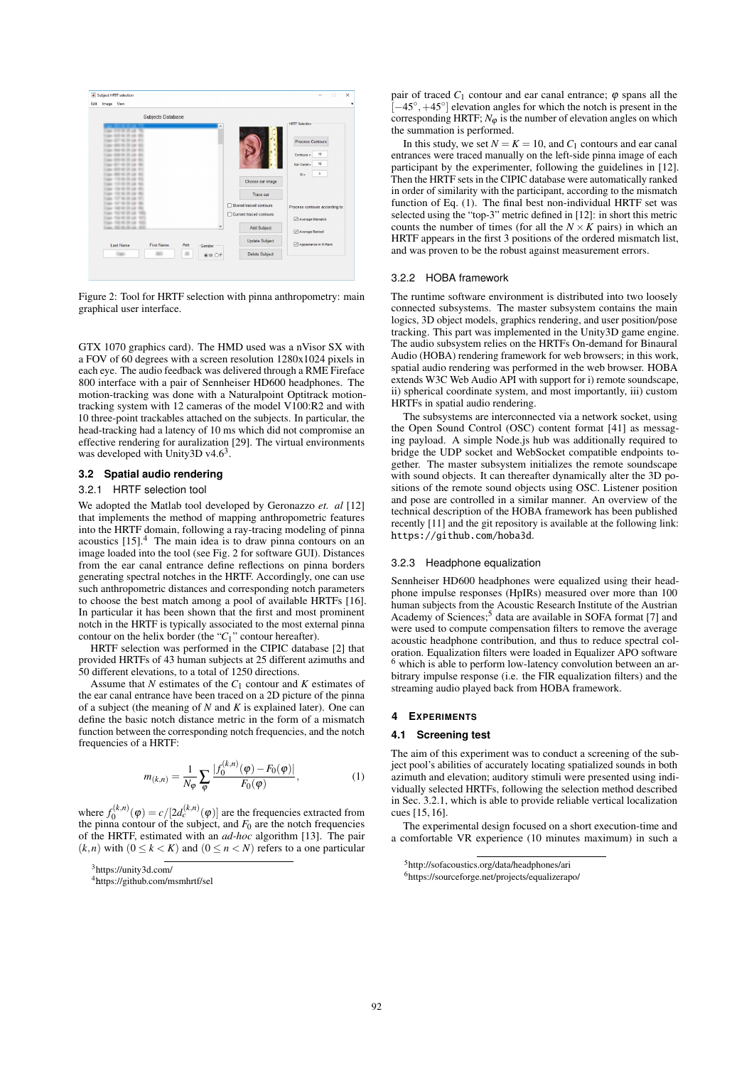Figure 2: Tool for HRTF selection with pinna anthropometry: main graphical user interface.

GTX 1070 graphics card). The HMD used was a nVisor SX with a FOV of 60 degrees with a screen resolution 1280x1024 pixels in each eye. The audio feedback was delivered through a RME Fireface 800 interface with a pair of Sennheiser HD600 headphones. The motion-tracking was done with a Naturalpoint Optitrack motion-tracking system with 12 cameras of the model V100:R2 and with 10 three-point trackables attached on the subjects. In particular, the head-tracking had a latency of 10 ms which did not compromise an effective rendering for auralization [29]. The virtual environments was developed with Unity3D v4.6[3].

### 3.2 Spatial audio rendering

#### 3.2.1 HRTF selection tool

We adopted the Matlab tool developed by Geronazzo *et. al* [12] that implements the method of mapping anthropometric features into the HRTF domain, following a ray-tracing modeling of pinna acoustics [15].[4] The main idea is to draw pinna contours on an image loaded into the tool (see Fig. 2 for software GUI). Distances from the ear canal entrance define reflections on pinna borders generating spectral notches in the HRTF. Accordingly, one can use such anthropometric distances and corresponding notch parameters to choose the best match among a pool of available HRTFs [16]. In particular it has been shown that the first and most prominent notch in the HRTF is typically associated to the most external pinna contour on the helix border (the "$C_1$" contour hereafter).

HRTF selection was performed in the CIPIC database [2] that provided HRTFs of 43 human subjects at 25 different azimuths and 50 different elevations, to a total of 1250 directions.

Assume that $N$ estimates of the $C_1$ contour and $K$ estimates of the ear canal entrance have been traced on a 2D picture of the pinna of a subject (the meaning of $N$ and $K$ is explained later). One can define the basic notch distance metric in the form of a mismatch function between the corresponding notch frequencies, and the notch frequencies of a HRTF:

$$m_{(k,n)} = \frac{1}{N_\varphi} \sum_{\varphi} \frac{|f_0^{(k,n)}(\varphi) - F_0(\varphi)|}{F_0(\varphi)}, \tag{1}$$

where $f_0^{(k,n)}(\varphi) = c/[2d_c^{(k,n)}(\varphi)]$ are the frequencies extracted from the pinna contour of the subject, and $F_0$ are the notch frequencies of the HRTF, estimated with an *ad-hoc* algorithm [13]. The pair $(k,n)$ with $(0 \le k < K)$ and $(0 \le n < N)$ refers to a one particular pair of traced $C_1$ contour and ear canal entrance; $\varphi$ spans all the $[-45^\circ, +45^\circ]$ elevation angles for which the notch is present in the corresponding HRTF; $N_\varphi$ is the number of elevation angles on which the summation is performed.

In this study, we set $N = K = 10$, and $C_1$ contours and ear canal entrances were traced manually on the left-side pinna image of each participant by the experimenter, following the guidelines in [12]. Then the HRTF sets in the CIPIC database were automatically ranked in order of similarity with the participant, according to the mismatch function of Eq. (1). The final best non-individual HRTF set was selected using the "top-3" metric defined in [12]: in short this metric counts the number of times (for all the $N \times K$ pairs) in which an HRTF appears in the first 3 positions of the ordered mismatch list, and was proven to be the robust against measurement errors.

#### 3.2.2 HOBA framework

The runtime software environment is distributed into two loosely connected subsystems. The master subsystem contains the main logics, 3D object models, graphics rendering, and user position/pose tracking. This part was implemented in the Unity3D game engine. The audio subsystem relies on the HRTFs On-demand for Binaural Audio (HOBA) rendering framework for web browsers; in this work, spatial audio rendering was performed in the web browser. HOBA extends W3C Web Audio API with support for i) remote soundscape, ii) spherical coordinate system, and most importantly, iii) custom HRTFs in spatial audio rendering.

The subsystems are interconnected via a network socket, using the Open Sound Control (OSC) content format [41] as messaging payload. A simple Node.js hub was additionally required to bridge the UDP socket and WebSocket compatible endpoints together. The master subsystem initializes the remote soundscape with sound objects. It can thereafter dynamically alter the 3D positions of the remote sound objects using OSC. Listener position and pose are controlled in a similar manner. An overview of the technical description of the HOBA framework has been published recently [11] and the git repository is available at the following link: https://github.com/hoba3d.

#### 3.2.3 Headphone equalization

Sennheiser HD600 headphones were equalized using their headphone impulse responses (HpIRs) measured over more than 100 human subjects from the Acoustic Research Institute of the Austrian Academy of Sciences;[5] data are available in SOFA format [7] and were used to compute compensation filters to remove the average acoustic headphone contribution, and thus to reduce spectral coloration. Equalization filters were loaded in Equalizer APO software [6] which is able to perform low-latency convolution between an arbitrary impulse response (i.e. the FIR equalization filters) and the streaming audio played back from HOBA framework.

## 4 Experiments

### 4.1 Screening test

The aim of this experiment was to conduct a screening of the subject pool's abilities of accurately locating spatialized sounds in both azimuth and elevation; auditory stimuli were presented using individually selected HRTFs, following the selection method described in Sec. 3.2.1, which is able to provide reliable vertical localization cues [15, 16].

The experimental design focused on a short execution-time and a comfortable VR experience (10 minutes maximum) in such a

[3] https://unity3d.com/

[4] https://github.com/msmhrtf/sel

[5] http://sofacoustics.org/data/headphones/ari

[6] https://sourceforge.net/projects/equalizerapo/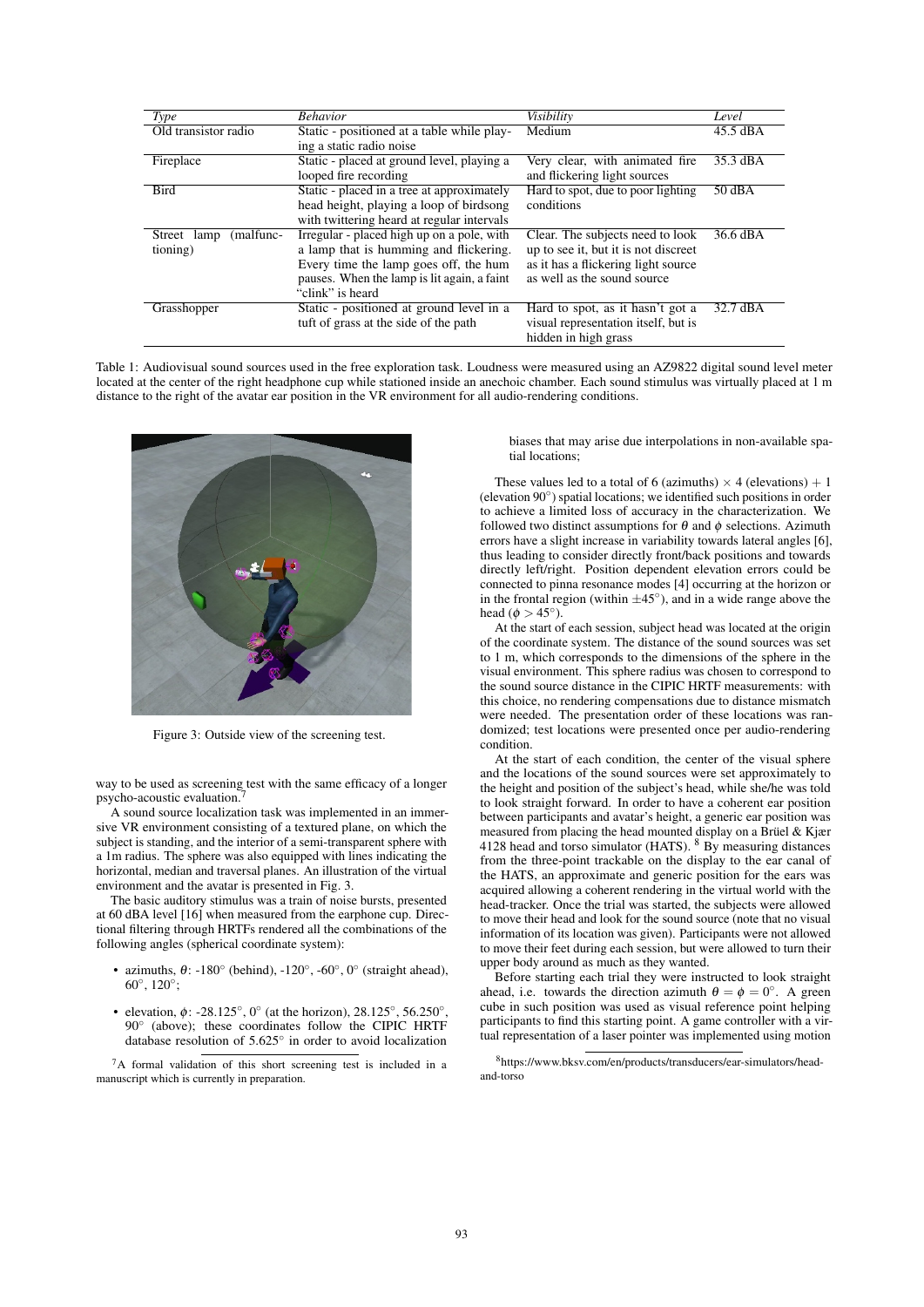| *Type* | *Behavior* | *Visibility* | *Level* |
|---|---|---|---|
| Old transistor radio | Static - positioned at a table while playing a static radio noise | Medium | 45.5 dBA |
| Fireplace | Static - placed at ground level, playing a looped fire recording | Very clear, with animated fire and flickering light sources | 35.3 dBA |
| Bird | Static - placed in a tree at approximately head height, playing a loop of birdsong with twittering heard at regular intervals | Hard to spot, due to poor lighting conditions | 50 dBA |
| Street lamp (malfunctioning) | Irregular - placed high up on a pole, with a lamp that is humming and flickering. Every time the lamp goes off, the hum pauses. When the lamp is lit again, a faint "clink" is heard | Clear. The subjects need to look up to see it, but it is not discreet as it has a flickering light source as well as the sound source | 36.6 dBA |
| Grasshopper | Static - positioned at ground level in a tuft of grass at the side of the path | Hard to spot, as it hasn't got a visual representation itself, but is hidden in high grass | 32.7 dBA |

Table 1: Audiovisual sound sources used in the free exploration task. Loudness were measured using an AZ9822 digital sound level meter located at the center of the right headphone cup while stationed inside an anechoic chamber. Each sound stimulus was virtually placed at 1 m distance to the right of the avatar ear position in the VR environment for all audio-rendering conditions.

Figure 3: Outside view of the screening test.

way to be used as screening test with the same efficacy of a longer psycho-acoustic evaluation.[7]

A sound source localization task was implemented in an immersive VR environment consisting of a textured plane, on which the subject is standing, and the interior of a semi-transparent sphere with a 1m radius. The sphere was also equipped with lines indicating the horizontal, median and traversal planes. An illustration of the virtual environment and the avatar is presented in Fig. 3.

The basic auditory stimulus was a train of noise bursts, presented at 60 dBA level [16] when measured from the earphone cup. Directional filtering through HRTFs rendered all the combinations of the following angles (spherical coordinate system):

- azimuths, $\theta$: -180° (behind), -120°, -60°, 0° (straight ahead), 60°, 120°;
- elevation, $\phi$: -28.125°, 0° (at the horizon), 28.125°, 56.250°, 90° (above); these coordinates follow the CIPIC HRTF database resolution of 5.625° in order to avoid localization biases that may arise due interpolations in non-available spatial locations;

These values led to a total of 6 (azimuths) $\times$ 4 (elevations) + 1 (elevation 90°) spatial locations; we identified such positions in order to achieve a limited loss of accuracy in the characterization. We followed two distinct assumptions for $\theta$ and $\phi$ selections. Azimuth errors have a slight increase in variability towards lateral angles [6], thus leading to consider directly front/back positions and towards directly left/right. Position dependent elevation errors could be connected to pinna resonance modes [4] occurring at the horizon or in the frontal region (within $\pm$45°), and in a wide range above the head ($\phi > 45°$).

At the start of each session, subject head was located at the origin of the coordinate system. The distance of the sound sources was set to 1 m, which corresponds to the dimensions of the sphere in the visual environment. This sphere radius was chosen to correspond to the sound source distance in the CIPIC HRTF measurements: with this choice, no rendering compensations due to distance mismatch were needed. The presentation order of these locations was randomized; test locations were presented once per audio-rendering condition.

At the start of each condition, the center of the visual sphere and the locations of the sound sources were set approximately to the height and position of the subject's head, while she/he was told to look straight forward. In order to have a coherent ear position between participants and avatar's height, a generic ear position was measured from placing the head mounted display on a Brüel & Kjær 4128 head and torso simulator (HATS).[8] By measuring distances from the three-point trackable on the display to the ear canal of the HATS, an approximate and generic position for the ears was acquired allowing a coherent rendering in the virtual world with the head-tracker. Once the trial was started, the subjects were allowed to move their head and look for the sound source (note that no visual information of its location was given). Participants were not allowed to move their feet during each session, but were allowed to turn their upper body around as much as they wanted.

Before starting each trial they were instructed to look straight ahead, i.e. towards the direction azimuth $\theta = \phi = 0°$. A green cube in such position was used as visual reference point helping participants to find this starting point. A game controller with a virtual representation of a laser pointer was implemented using motion

[7] A formal validation of this short screening test is included in a manuscript which is currently in preparation.

[8] https://www.bksv.com/en/products/transducers/ear-simulators/head-and-torso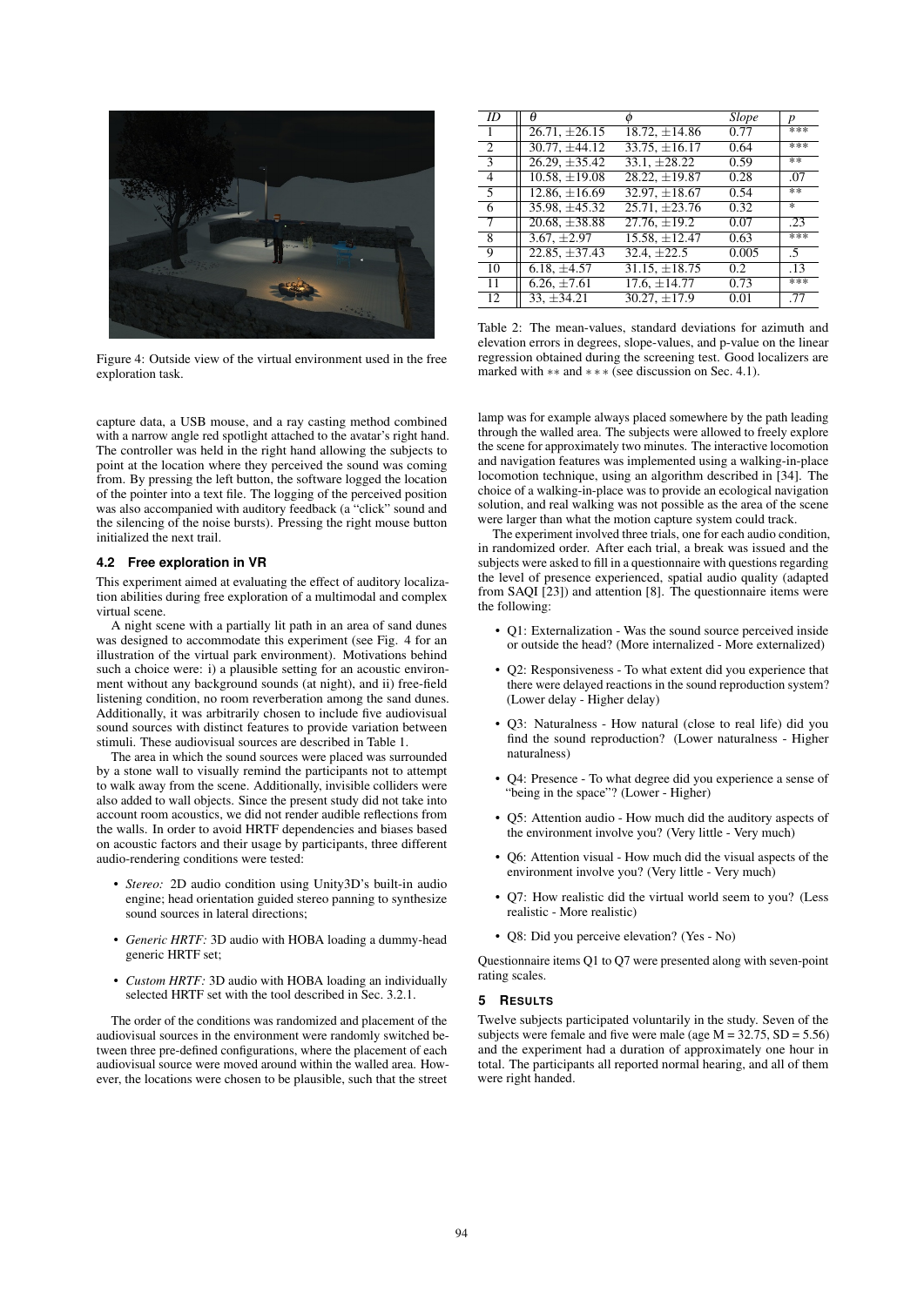Figure 4: Outside view of the virtual environment used in the free exploration task.

capture data, a USB mouse, and a ray casting method combined with a narrow angle red spotlight attached to the avatar's right hand. The controller was held in the right hand allowing the subjects to point at the location where they perceived the sound was coming from. By pressing the left button, the software logged the location of the pointer into a text file. The logging of the perceived position was also accompanied with auditory feedback (a "click" sound and the silencing of the noise bursts). Pressing the right mouse button initialized the next trail.

### 4.2 Free exploration in VR

This experiment aimed at evaluating the effect of auditory localization abilities during free exploration of a multimodal and complex virtual scene.

A night scene with a partially lit path in an area of sand dunes was designed to accommodate this experiment (see Fig. 4 for an illustration of the virtual park environment). Motivations behind such a choice were: i) a plausible setting for an acoustic environment without any background sounds (at night), and ii) free-field listening condition, no room reverberation among the sand dunes. Additionally, it was arbitrarily chosen to include five audiovisual sound sources with distinct features to provide variation between stimuli. These audiovisual sources are described in Table 1.

The area in which the sound sources were placed was surrounded by a stone wall to visually remind the participants not to attempt to walk away from the scene. Additionally, invisible colliders were also added to wall objects. Since the present study did not take into account room acoustics, we did not render audible reflections from the walls. In order to avoid HRTF dependencies and biases based on acoustic factors and their usage by participants, three different audio-rendering conditions were tested:

- *Stereo:* 2D audio condition using Unity3D's built-in audio engine; head orientation guided stereo panning to synthesize sound sources in lateral directions;
- *Generic HRTF:* 3D audio with HOBA loading a dummy-head generic HRTF set;
- *Custom HRTF:* 3D audio with HOBA loading an individually selected HRTF set with the tool described in Sec. 3.2.1.

The order of the conditions was randomized and placement of the audiovisual sources in the environment were randomly switched between three pre-defined configurations, where the placement of each audiovisual source were moved around within the walled area. However, the locations were chosen to be plausible, such that the street lamp was for example always placed somewhere by the path leading through the walled area. The subjects were allowed to freely explore the scene for approximately two minutes. The interactive locomotion and navigation features was implemented using a walking-in-place locomotion technique, using an algorithm described in [34]. The choice of a walking-in-place was to provide an ecological navigation solution, and real walking was not possible as the area of the scene were larger than what the motion capture system could track.

| *ID* | $\theta$ | $\phi$ | *Slope* | *p* |
|---|---|---|---|---|
| 1 | 26.71, ±26.15 | 18.72, ±14.86 | 0.77 | *** |
| 2 | 30.77, ±44.12 | 33.75, ±16.17 | 0.64 | *** |
| 3 | 26.29, ±35.42 | 33.1, ±28.22 | 0.59 | ** |
| 4 | 10.58, ±19.08 | 28.22, ±19.87 | 0.28 | .07 |
| 5 | 12.86, ±16.69 | 32.97, ±18.67 | 0.54 | ** |
| 6 | 35.98, ±45.32 | 25.71, ±23.76 | 0.32 | * |
| 7 | 20.68, ±38.88 | 27.76, ±19.2 | 0.07 | .23 |
| 8 | 3.67, ±2.97 | 15.58, ±12.47 | 0.63 | *** |
| 9 | 22.85, ±37.43 | 32.4, ±22.5 | 0.005 | .5 |
| 10 | 6.18, ±4.57 | 31.15, ±18.75 | 0.2 | .13 |
| 11 | 6.26, ±7.61 | 17.6, ±14.77 | 0.73 | *** |
| 12 | 33, ±34.21 | 30.27, ±17.9 | 0.01 | .77 |

Table 2: The mean-values, standard deviations for azimuth and elevation errors in degrees, slope-values, and p-value on the linear regression obtained during the screening test. Good localizers are marked with ** and *** (see discussion on Sec. 4.1).

The experiment involved three trials, one for each audio condition, in randomized order. After each trial, a break was issued and the subjects were asked to fill in a questionnaire with questions regarding the level of presence experienced, spatial audio quality (adapted from SAQI [23]) and attention [8]. The questionnaire items were the following:

- Q1: Externalization - Was the sound source perceived inside or outside the head? (More internalized - More externalized)
- Q2: Responsiveness - To what extent did you experience that there were delayed reactions in the sound reproduction system? (Lower delay - Higher delay)
- Q3: Naturalness - How natural (close to real life) did you find the sound reproduction? (Lower naturalness - Higher naturalness)
- Q4: Presence - To what degree did you experience a sense of "being in the space"? (Lower - Higher)
- Q5: Attention audio - How much did the auditory aspects of the environment involve you? (Very little - Very much)
- Q6: Attention visual - How much did the visual aspects of the environment involve you? (Very little - Very much)
- Q7: How realistic did the virtual world seem to you? (Less realistic - More realistic)
- Q8: Did you perceive elevation? (Yes - No)

Questionnaire items Q1 to Q7 were presented along with seven-point rating scales.

## 5 Results

Twelve subjects participated voluntarily in the study. Seven of the subjects were female and five were male (age M = 32.75, SD = 5.56) and the experiment had a duration of approximately one hour in total. The participants all reported normal hearing, and all of them were right handed.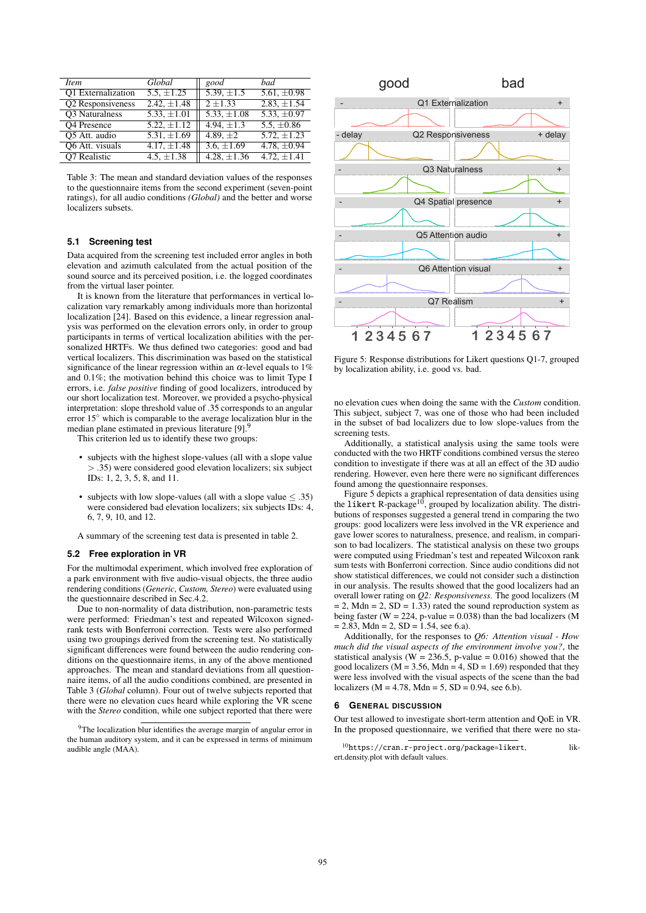| Item | Global | good | bad |
|---|---|---|---|
| Q1 Externalization | 5.5, ±1.25 | 5.39, ±1.5 | 5.61, ±0.98 |
| Q2 Responsiveness | 2.42, ±1.48 | 2 ±1.33 | 2.83, ±1.54 |
| Q3 Naturalness | 5.33, ±1.01 | 5.33, ±1.08 | 5.33, ±0.97 |
| Q4 Presence | 5.22, ±1.12 | 4.94, ±1.3 | 5.5, ±0.86 |
| Q5 Att. audio | 5.31, ±1.69 | 4.89, ±2 | 5.72, ±1.23 |
| Q6 Att. visuals | 4.17, ±1.48 | 3.6, ±1.69 | 4.78, ±0.94 |
| Q7 Realistic | 4.5, ±1.38 | 4.28, ±1.36 | 4.72, ±1.41 |

Table 3: The mean and standard deviation values of the responses to the questionnaire items from the second experiment (seven-point ratings), for all audio conditions *(Global)* and the better and worse localizers subsets.

### 5.1 Screening test

Data acquired from the screening test included error angles in both elevation and azimuth calculated from the actual position of the sound source and its perceived position, i.e. the logged coordinates from the virtual laser pointer.

It is known from the literature that performances in vertical localization vary remarkably among individuals more than horizontal localization [24]. Based on this evidence, a linear regression analysis was performed on the elevation errors only, in order to group participants in terms of vertical localization abilities with the personalized HRTFs. We thus defined two categories: good and bad vertical localizers. This discrimination was based on the statistical significance of the linear regression within an $\alpha$-level equals to 1% and 0.1%; the motivation behind this choice was to limit Type I errors, i.e. *false positive* finding of good localizers, introduced by our short localization test. Moreover, we provided a psycho-physical interpretation: slope threshold value of .35 corresponds to an angular error 15° which is comparable to the average localization blur in the median plane estimated in previous literature [9].[9]

This criterion led us to identify these two groups:

- subjects with the highest slope-values (all with a slope value $> .35$) were considered good elevation localizers; six subject IDs: 1, 2, 3, 5, 8, and 11.
- subjects with low slope-values (all with a slope value $\leq .35$) were considered bad elevation localizers; six subjects IDs: 4, 6, 7, 9, 10, and 12.

A summary of the screening test data is presented in table 2.

### 5.2 Free exploration in VR

For the multimodal experiment, which involved free exploration of a park environment with five audio-visual objects, the three audio rendering conditions (*Generic, Custom, Stereo*) were evaluated using the questionnaire described in Sec.4.2.

Due to non-normality of data distribution, non-parametric tests were performed: Friedman's test and repeated Wilcoxon signed-rank tests with Bonferroni correction. Tests were also performed using two groupings derived from the screening test. No statistically significant differences were found between the audio rendering conditions on the questionnaire items, in any of the above mentioned approaches. The mean and standard deviations from all questionnaire items, of all the audio conditions combined, are presented in Table 3 (*Global* column). Four out of twelve subjects reported that there were no elevation cues heard while exploring the VR scene with the *Stereo* condition, while one subject reported that there were no elevation cues when doing the same with the *Custom* condition. This subject, subject 7, was one of those who had been included in the subset of bad localizers due to low slope-values from the screening tests.

Additionally, a statistical analysis using the same tools were conducted with the two HRTF conditions combined versus the stereo condition to investigate if there was at all an effect of the 3D audio rendering. However, even here there were no significant differences found among the questionnaire responses.

Figure 5 depicts a graphical representation of data densities using the likert R-package[10], grouped by localization ability. The distributions of responses suggested a general trend in comparing the two groups: good localizers were less involved in the VR experience and gave lower scores to naturalness, presence, and realism, in comparison to bad localizers. The statistical analysis on these two groups were computed using Friedman's test and repeated Wilcoxon rank sum tests with Bonferroni correction. Since audio conditions did not show statistical differences, we could not consider such a distinction in our analysis. The results showed that the good localizers had an overall lower rating on *Q2: Responsiveness*. The good localizers (M = 2, Mdn = 2, SD = 1.33) rated the sound reproduction system as being faster (W = 224, p-value = 0.038) than the bad localizers (M = 2.83, Mdn = 2, SD = 1.54, see 6.a).

Additionally, for the responses to *Q6: Attention visual - How much did the visual aspects of the environment involve you?*, the statistical analysis (W = 236.5, p-value = 0.016) showed that the good localizers (M = 3.56, Mdn = 4, SD = 1.69) responded that they were less involved with the visual aspects of the scene than the bad localizers (M = 4.78, Mdn = 5, SD = 0.94, see 6.b).

Figure 5: Response distributions for Likert questions Q1-7, grouped by localization ability, i.e. good vs. bad.

## 6 General Discussion

Our test allowed to investigate short-term attention and QoE in VR. In the proposed questionnaire, we verified that there were no sta-

[9] The localization blur identifies the average margin of angular error in the human auditory system, and it can be expressed in terms of minimum audible angle (MAA).

[10] https://cran.r-project.org/package=likert, likert.density.plot with default values.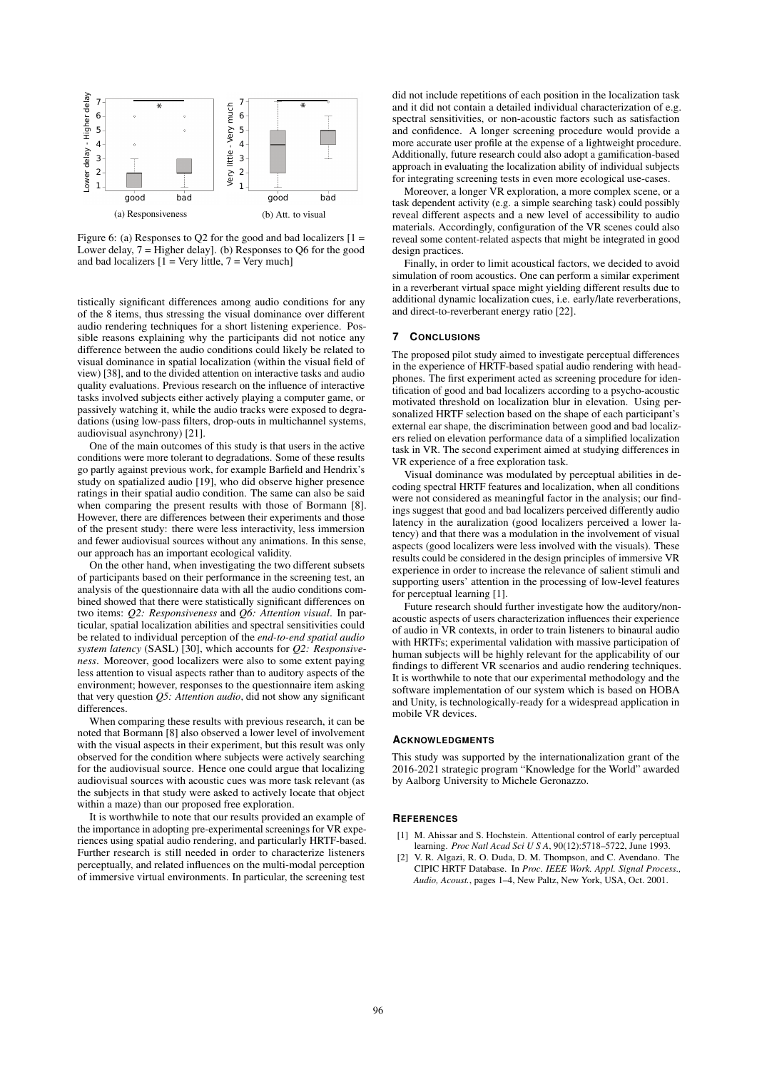(a) Responsiveness

(b) Att. to visual

Figure 6: (a) Responses to Q2 for the good and bad localizers [1 = Lower delay, 7 = Higher delay]. (b) Responses to Q6 for the good and bad localizers [1 = Very little, 7 = Very much]

tistically significant differences among audio conditions for any of the 8 items, thus stressing the visual dominance over different audio rendering techniques for a short listening experience. Possible reasons explaining why the participants did not notice any difference between the audio conditions could likely be related to visual dominance in spatial localization (within the visual field of view) [38], and to the divided attention on interactive tasks and audio quality evaluations. Previous research on the influence of interactive tasks involved subjects either actively playing a computer game, or passively watching it, while the audio tracks were exposed to degradations (using low-pass filters, drop-outs in multichannel systems, audiovisual asynchrony) [21].

One of the main outcomes of this study is that users in the active conditions were more tolerant to degradations. Some of these results go partly against previous work, for example Barfield and Hendrix's study on spatialized audio [19], who did observe higher presence ratings in their spatial audio condition. The same can also be said when comparing the present results with those of Bormann [8]. However, there are differences between their experiments and those of the present study: there were less interactivity, less immersion and fewer audiovisual sources without any animations. In this sense, our approach has an important ecological validity.

On the other hand, when investigating the two different subsets of participants based on their performance in the screening test, an analysis of the questionnaire data with all the audio conditions combined showed that there were statistically significant differences on two items: *Q2: Responsiveness* and *Q6: Attention visual*. In particular, spatial localization abilities and spectral sensitivities could be related to individual perception of the *end-to-end spatial audio system latency* (SASL) [30], which accounts for *Q2: Responsiveness*. Moreover, good localizers were also to some extent paying less attention to visual aspects rather than to auditory aspects of the environment; however, responses to the questionnaire item asking that very question *Q5: Attention audio*, did not show any significant differences.

When comparing these results with previous research, it can be noted that Bormann [8] also observed a lower level of involvement with the visual aspects in their experiment, but this result was only observed for the condition where subjects were actively searching for the audiovisual source. Hence one could argue that localizing audiovisual sources with acoustic cues was more task relevant (as the subjects in that study were asked to actively locate that object within a maze) than our proposed free exploration.

It is worthwhile to note that our results provided an example of the importance in adopting pre-experimental screenings for VR experiences using spatial audio rendering, and particularly HRTF-based. Further research is still needed in order to characterize listeners perceptually, and related influences on the multi-modal perception of immersive virtual environments. In particular, the screening test did not include repetitions of each position in the localization task and it did not contain a detailed individual characterization of e.g. spectral sensitivities, or non-acoustic factors such as satisfaction and confidence. A longer screening procedure would provide a more accurate user profile at the expense of a lightweight procedure. Additionally, future research could also adopt a gamification-based approach in evaluating the localization ability of individual subjects for integrating screening tests in even more ecological use-cases.

Moreover, a longer VR exploration, a more complex scene, or a task dependent activity (e.g. a simple searching task) could possibly reveal different aspects and a new level of accessibility to audio materials. Accordingly, configuration of the VR scenes could also reveal some content-related aspects that might be integrated in good design practices.

Finally, in order to limit acoustical factors, we decided to avoid simulation of room acoustics. One can perform a similar experiment in a reverberant virtual space might yielding different results due to additional dynamic localization cues, i.e. early/late reverberations, and direct-to-reverberant energy ratio [22].

## 7 Conclusions

The proposed pilot study aimed to investigate perceptual differences in the experience of HRTF-based spatial audio rendering with headphones. The first experiment acted as screening procedure for identification of good and bad localizers according to a psycho-acoustic motivated threshold on localization blur in elevation. Using personalized HRTF selection based on the shape of each participant's external ear shape, the discrimination between good and bad localizers relied on elevation performance data of a simplified localization task in VR. The second experiment aimed at studying differences in VR experience of a free exploration task.

Visual dominance was modulated by perceptual abilities in decoding spectral HRTF features and localization, when all conditions were not considered as meaningful factor in the analysis; our findings suggest that good and bad localizers perceived differently audio latency in the auralization (good localizers perceived a lower latency) and that there was a modulation in the involvement of visual aspects (good localizers were less involved with the visuals). These results could be considered in the design principles of immersive VR experience in order to increase the relevance of salient stimuli and supporting users' attention in the processing of low-level features for perceptual learning [1].

Future research should further investigate how the auditory/non-acoustic aspects of users characterization influences their experience of audio in VR contexts, in order to train listeners to binaural audio with HRTFs; experimental validation with massive participation of human subjects will be highly relevant for the applicability of our findings to different VR scenarios and audio rendering techniques. It is worthwhile to note that our experimental methodology and the software implementation of our system which is based on HOBA and Unity, is technologically-ready for a widespread application in mobile VR devices.

## Acknowledgments

This study was supported by the internationalization grant of the 2016-2021 strategic program "Knowledge for the World" awarded by Aalborg University to Michele Geronazzo.

## References

[1] M. Ahissar and S. Hochstein. Attentional control of early perceptual learning. *Proc Natl Acad Sci U S A*, 90(12):5718–5722, June 1993.

[2] V. R. Algazi, R. O. Duda, D. M. Thompson, and C. Avendano. The CIPIC HRTF Database. In *Proc. IEEE Work. Appl. Signal Process., Audio, Acoust.*, pages 1–4, New Paltz, New York, USA, Oct. 2001.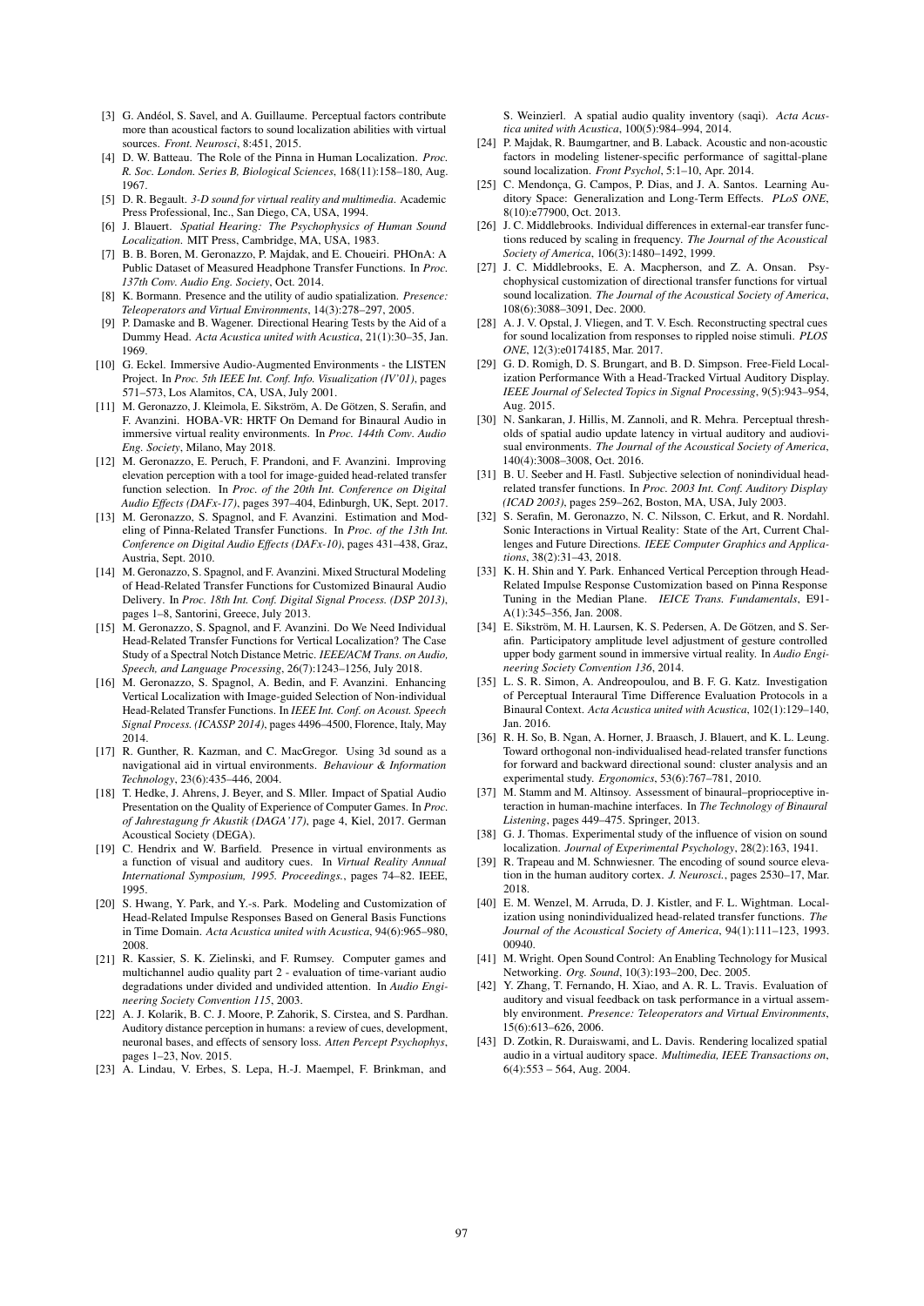- [3] G. Andéol, S. Savel, and A. Guillaume. Perceptual factors contribute more than acoustical factors to sound localization abilities with virtual sources. *Front. Neurosci*, 8:451, 2015.
- [4] D. W. Batteau. The Role of the Pinna in Human Localization. *Proc. R. Soc. London. Series B, Biological Sciences*, 168(11):158–180, Aug. 1967.
- [5] D. R. Begault. *3-D sound for virtual reality and multimedia*. Academic Press Professional, Inc., San Diego, CA, USA, 1994.
- [6] J. Blauert. *Spatial Hearing: The Psychophysics of Human Sound Localization*. MIT Press, Cambridge, MA, USA, 1983.
- [7] B. B. Boren, M. Geronazzo, P. Majdak, and E. Choueiri. PHOnA: A Public Dataset of Measured Headphone Transfer Functions. In *Proc. 137th Conv. Audio Eng. Society*, Oct. 2014.
- [8] K. Bormann. Presence and the utility of audio spatialization. *Presence: Teleoperators and Virtual Environments*, 14(3):278–297, 2005.
- [9] P. Damaske and B. Wagener. Directional Hearing Tests by the Aid of a Dummy Head. *Acta Acustica united with Acustica*, 21(1):30–35, Jan. 1969.
- [10] G. Eckel. Immersive Audio-Augmented Environments - the LISTEN Project. In *Proc. 5th IEEE Int. Conf. Info. Visualization (IV'01)*, pages 571–573, Los Alamitos, CA, USA, July 2001.
- [11] M. Geronazzo, J. Kleimola, E. Sikström, A. De Götzen, S. Serafin, and F. Avanzini. HOBA-VR: HRTF On Demand for Binaural Audio in immersive virtual reality environments. In *Proc. 144th Conv. Audio Eng. Society*, Milano, May 2018.
- [12] M. Geronazzo, E. Peruch, F. Prandoni, and F. Avanzini. Improving elevation perception with a tool for image-guided head-related transfer function selection. In *Proc. of the 20th Int. Conference on Digital Audio Effects (DAFx-17)*, pages 397–404, Edinburgh, UK, Sept. 2017.
- [13] M. Geronazzo, S. Spagnol, and F. Avanzini. Estimation and Modeling of Pinna-Related Transfer Functions. In *Proc. of the 13th Int. Conference on Digital Audio Effects (DAFx-10)*, pages 431–438, Graz, Austria, Sept. 2010.
- [14] M. Geronazzo, S. Spagnol, and F. Avanzini. Mixed Structural Modeling of Head-Related Transfer Functions for Customized Binaural Audio Delivery. In *Proc. 18th Int. Conf. Digital Signal Process. (DSP 2013)*, pages 1–8, Santorini, Greece, July 2013.
- [15] M. Geronazzo, S. Spagnol, and F. Avanzini. Do We Need Individual Head-Related Transfer Functions for Vertical Localization? The Case Study of a Spectral Notch Distance Metric. *IEEE/ACM Trans. on Audio, Speech, and Language Processing*, 26(7):1243–1256, July 2018.
- [16] M. Geronazzo, S. Spagnol, A. Bedin, and F. Avanzini. Enhancing Vertical Localization with Image-guided Selection of Non-individual Head-Related Transfer Functions. In *IEEE Int. Conf. on Acoust. Speech Signal Process. (ICASSP 2014)*, pages 4496–4500, Florence, Italy, May 2014.
- [17] R. Gunther, R. Kazman, and C. MacGregor. Using 3d sound as a navigational aid in virtual environments. *Behaviour & Information Technology*, 23(6):435–446, 2004.
- [18] T. Hedke, J. Ahrens, J. Beyer, and S. Mller. Impact of Spatial Audio Presentation on the Quality of Experience of Computer Games. In *Proc. of Jahrestagung fr Akustik (DAGA'17)*, page 4, Kiel, 2017. German Acoustical Society (DEGA).
- [19] C. Hendrix and W. Barfield. Presence in virtual environments as a function of visual and auditory cues. In *Virtual Reality Annual International Symposium, 1995. Proceedings.*, pages 74–82. IEEE, 1995.
- [20] S. Hwang, Y. Park, and Y.-s. Park. Modeling and Customization of Head-Related Impulse Responses Based on General Basis Functions in Time Domain. *Acta Acustica united with Acustica*, 94(6):965–980, 2008.
- [21] R. Kassier, S. K. Zielinski, and F. Rumsey. Computer games and multichannel audio quality part 2 - evaluation of time-variant audio degradations under divided and undivided attention. In *Audio Engineering Society Convention 115*, 2003.
- [22] A. J. Kolarik, B. C. J. Moore, P. Zahorik, S. Cirstea, and S. Pardhan. Auditory distance perception in humans: a review of cues, development, neuronal bases, and effects of sensory loss. *Atten Percept Psychophys*, pages 1–23, Nov. 2015.
- [23] A. Lindau, V. Erbes, S. Lepa, H.-J. Maempel, F. Brinkman, and S. Weinzierl. A spatial audio quality inventory (saqi). *Acta Acustica united with Acustica*, 100(5):984–994, 2014.
- [24] P. Majdak, R. Baumgartner, and B. Laback. Acoustic and non-acoustic factors in modeling listener-specific performance of sagittal-plane sound localization. *Front Psychol*, 5:1–10, Apr. 2014.
- [25] C. Mendonça, G. Campos, P. Dias, and J. A. Santos. Learning Auditory Space: Generalization and Long-Term Effects. *PLoS ONE*, 8(10):e77900, Oct. 2013.
- [26] J. C. Middlebrooks. Individual differences in external-ear transfer functions reduced by scaling in frequency. *The Journal of the Acoustical Society of America*, 106(3):1480–1492, 1999.
- [27] J. C. Middlebrooks, E. A. Macpherson, and Z. A. Onsan. Psychophysical customization of directional transfer functions for virtual sound localization. *The Journal of the Acoustical Society of America*, 108(6):3088–3091, Dec. 2000.
- [28] A. J. V. Opstal, J. Vliegen, and T. V. Esch. Reconstructing spectral cues for sound localization from responses to rippled noise stimuli. *PLOS ONE*, 12(3):e0174185, Mar. 2017.
- [29] G. D. Romigh, D. S. Brungart, and B. D. Simpson. Free-Field Localization Performance With a Head-Tracked Virtual Auditory Display. *IEEE Journal of Selected Topics in Signal Processing*, 9(5):943–954, Aug. 2015.
- [30] N. Sankaran, J. Hillis, M. Zannoli, and R. Mehra. Perceptual thresholds of spatial audio update latency in virtual auditory and audiovisual environments. *The Journal of the Acoustical Society of America*, 140(4):3008–3008, Oct. 2016.
- [31] B. U. Seeber and H. Fastl. Subjective selection of nonindividual head-related transfer functions. In *Proc. 2003 Int. Conf. Auditory Display (ICAD 2003)*, pages 259–262, Boston, MA, USA, July 2003.
- [32] S. Serafin, M. Geronazzo, N. C. Nilsson, C. Erkut, and R. Nordahl. Sonic Interactions in Virtual Reality: State of the Art, Current Challenges and Future Directions. *IEEE Computer Graphics and Applications*, 38(2):31–43, 2018.
- [33] K. H. Shin and Y. Park. Enhanced Vertical Perception through Head-Related Impulse Response Customization based on Pinna Response Tuning in the Median Plane. *IEICE Trans. Fundamentals*, E91-A(1):345–356, Jan. 2008.
- [34] E. Sikström, M. H. Laursen, K. S. Pedersen, A. De Götzen, and S. Serafin. Participatory amplitude level adjustment of gesture controlled upper body garment sound in immersive virtual reality. In *Audio Engineering Society Convention 136*, 2014.
- [35] L. S. R. Simon, A. Andreopoulou, and B. F. G. Katz. Investigation of Perceptual Interaural Time Difference Evaluation Protocols in a Binaural Context. *Acta Acustica united with Acustica*, 102(1):129–140, Jan. 2016.
- [36] R. H. So, B. Ngan, A. Horner, J. Braasch, J. Blauert, and K. L. Leung. Toward orthogonal non-individualised head-related transfer functions for forward and backward directional sound: cluster analysis and an experimental study. *Ergonomics*, 53(6):767–781, 2010.
- [37] M. Stamm and M. Altinsoy. Assessment of binaural–proprioceptive interaction in human-machine interfaces. In *The Technology of Binaural Listening*, pages 449–475. Springer, 2013.
- [38] G. J. Thomas. Experimental study of the influence of vision on sound localization. *Journal of Experimental Psychology*, 28(2):163, 1941.
- [39] R. Trapeau and M. Schnwiesner. The encoding of sound source elevation in the human auditory cortex. *J. Neurosci.*, pages 2530–17, Mar. 2018.
- [40] E. M. Wenzel, M. Arruda, D. J. Kistler, and F. L. Wightman. Localization using nonindividualized head-related transfer functions. *The Journal of the Acoustical Society of America*, 94(1):111–123, 1993. 00940.
- [41] M. Wright. Open Sound Control: An Enabling Technology for Musical Networking. *Org. Sound*, 10(3):193–200, Dec. 2005.
- [42] Y. Zhang, T. Fernando, H. Xiao, and A. R. L. Travis. Evaluation of auditory and visual feedback on task performance in a virtual assembly environment. *Presence: Teleoperators and Virtual Environments*, 15(6):613–626, 2006.
- [43] D. Zotkin, R. Duraiswami, and L. Davis. Rendering localized spatial audio in a virtual auditory space. *Multimedia, IEEE Transactions on*, 6(4):553 – 564, Aug. 2004.